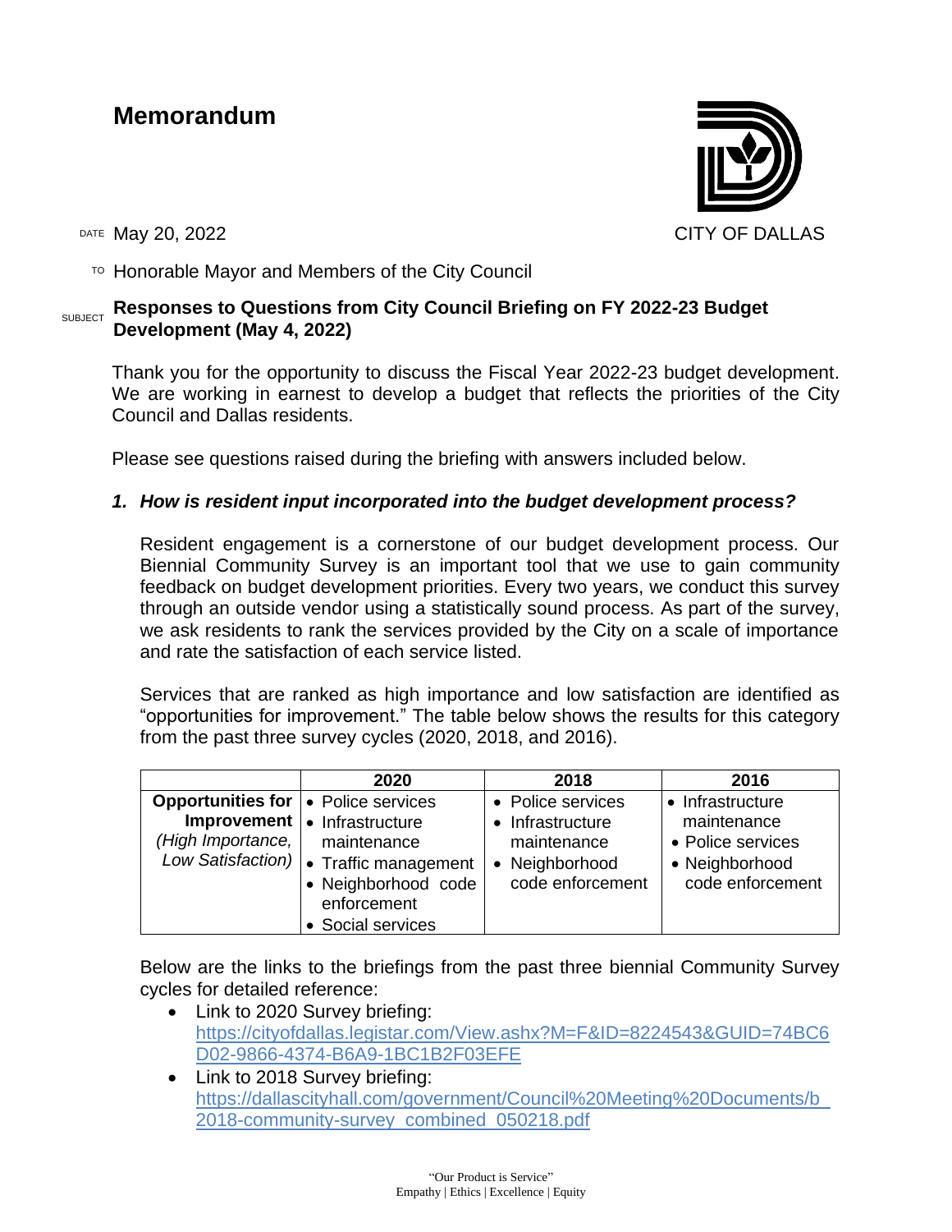# Memorandum

CITY OF DALLAS

DATE May 20, 2022

TO Honorable Mayor and Members of the City Council

SUBJECT **Responses to Questions from City Council Briefing on FY 2022-23 Budget Development (May 4, 2022)**

Thank you for the opportunity to discuss the Fiscal Year 2022-23 budget development. We are working in earnest to develop a budget that reflects the priorities of the City Council and Dallas residents.

Please see questions raised during the briefing with answers included below.

***1. How is resident input incorporated into the budget development process?***

Resident engagement is a cornerstone of our budget development process. Our Biennial Community Survey is an important tool that we use to gain community feedback on budget development priorities. Every two years, we conduct this survey through an outside vendor using a statistically sound process. As part of the survey, we ask residents to rank the services provided by the City on a scale of importance and rate the satisfaction of each service listed.

Services that are ranked as high importance and low satisfaction are identified as "opportunities for improvement." The table below shows the results for this category from the past three survey cycles (2020, 2018, and 2016).

| | 2020 | 2018 | 2016 |
|---|---|---|---|
| **Opportunities for Improvement** *(High Importance, Low Satisfaction)* | • Police services<br>• Infrastructure maintenance<br>• Traffic management<br>• Neighborhood code enforcement<br>• Social services | • Police services<br>• Infrastructure maintenance<br>• Neighborhood code enforcement | • Infrastructure maintenance<br>• Police services<br>• Neighborhood code enforcement |

Below are the links to the briefings from the past three biennial Community Survey cycles for detailed reference:

- Link to 2020 Survey briefing: https://cityofdallas.legistar.com/View.ashx?M=F&ID=8224543&GUID=74BC6D02-9866-4374-B6A9-1BC1B2F03EFE
- Link to 2018 Survey briefing: https://dallascityhall.com/government/Council%20Meeting%20Documents/b_2018-community-survey_combined_050218.pdf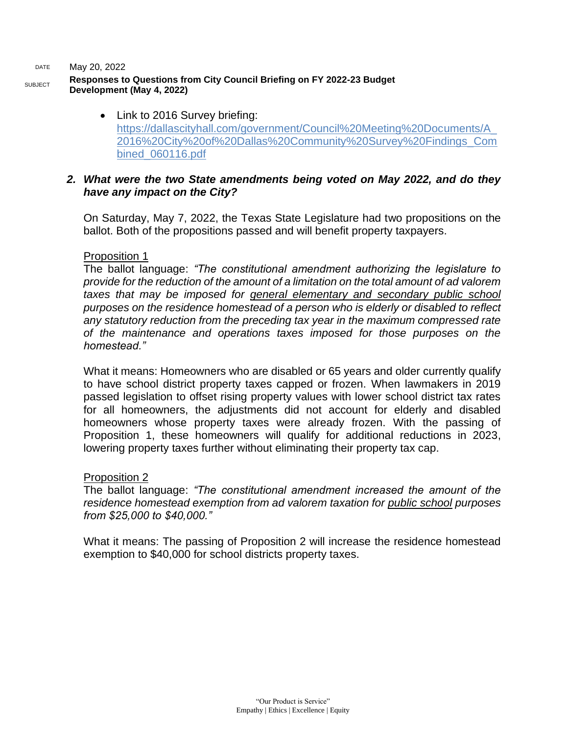- Link to 2016 Survey briefing: https://dallascityhall.com/government/Council%20Meeting%20Documents/A_2016%20City%20of%20Dallas%20Community%20Survey%20Findings_Combined_060116.pdf

***2. What were the two State amendments being voted on May 2022, and do they have any impact on the City?***

On Saturday, May 7, 2022, the Texas State Legislature had two propositions on the ballot. Both of the propositions passed and will benefit property taxpayers.

<u>Proposition 1</u>
The ballot language: *"The constitutional amendment authorizing the legislature to provide for the reduction of the amount of a limitation on the total amount of ad valorem taxes that may be imposed for <u>general elementary and secondary public school</u> purposes on the residence homestead of a person who is elderly or disabled to reflect any statutory reduction from the preceding tax year in the maximum compressed rate of the maintenance and operations taxes imposed for those purposes on the homestead."*

What it means: Homeowners who are disabled or 65 years and older currently qualify to have school district property taxes capped or frozen. When lawmakers in 2019 passed legislation to offset rising property values with lower school district tax rates for all homeowners, the adjustments did not account for elderly and disabled homeowners whose property taxes were already frozen. With the passing of Proposition 1, these homeowners will qualify for additional reductions in 2023, lowering property taxes further without eliminating their property tax cap.

<u>Proposition 2</u>
The ballot language: *"The constitutional amendment increased the amount of the residence homestead exemption from ad valorem taxation for <u>public school</u> purposes from $25,000 to $40,000."*

What it means: The passing of Proposition 2 will increase the residence homestead exemption to $40,000 for school districts property taxes.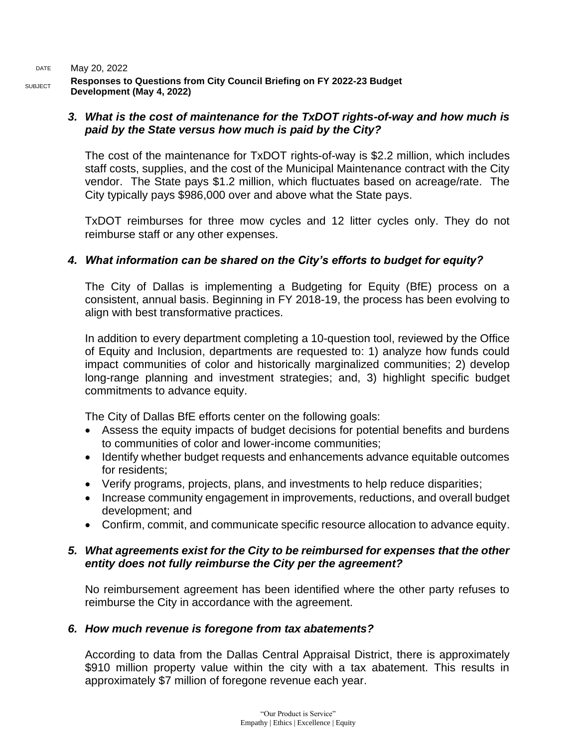**3. *What is the cost of maintenance for the TxDOT rights-of-way and how much is paid by the State versus how much is paid by the City?***

The cost of the maintenance for TxDOT rights-of-way is $2.2 million, which includes staff costs, supplies, and the cost of the Municipal Maintenance contract with the City vendor. The State pays $1.2 million, which fluctuates based on acreage/rate. The City typically pays $986,000 over and above what the State pays.

TxDOT reimburses for three mow cycles and 12 litter cycles only. They do not reimburse staff or any other expenses.

**4. *What information can be shared on the City's efforts to budget for equity?***

The City of Dallas is implementing a Budgeting for Equity (BfE) process on a consistent, annual basis. Beginning in FY 2018-19, the process has been evolving to align with best transformative practices.

In addition to every department completing a 10-question tool, reviewed by the Office of Equity and Inclusion, departments are requested to: 1) analyze how funds could impact communities of color and historically marginalized communities; 2) develop long-range planning and investment strategies; and, 3) highlight specific budget commitments to advance equity.

The City of Dallas BfE efforts center on the following goals:

- Assess the equity impacts of budget decisions for potential benefits and burdens to communities of color and lower-income communities;
- Identify whether budget requests and enhancements advance equitable outcomes for residents;
- Verify programs, projects, plans, and investments to help reduce disparities;
- Increase community engagement in improvements, reductions, and overall budget development; and
- Confirm, commit, and communicate specific resource allocation to advance equity.

**5. *What agreements exist for the City to be reimbursed for expenses that the other entity does not fully reimburse the City per the agreement?***

No reimbursement agreement has been identified where the other party refuses to reimburse the City in accordance with the agreement.

**6. *How much revenue is foregone from tax abatements?***

According to data from the Dallas Central Appraisal District, there is approximately $910 million property value within the city with a tax abatement. This results in approximately $7 million of foregone revenue each year.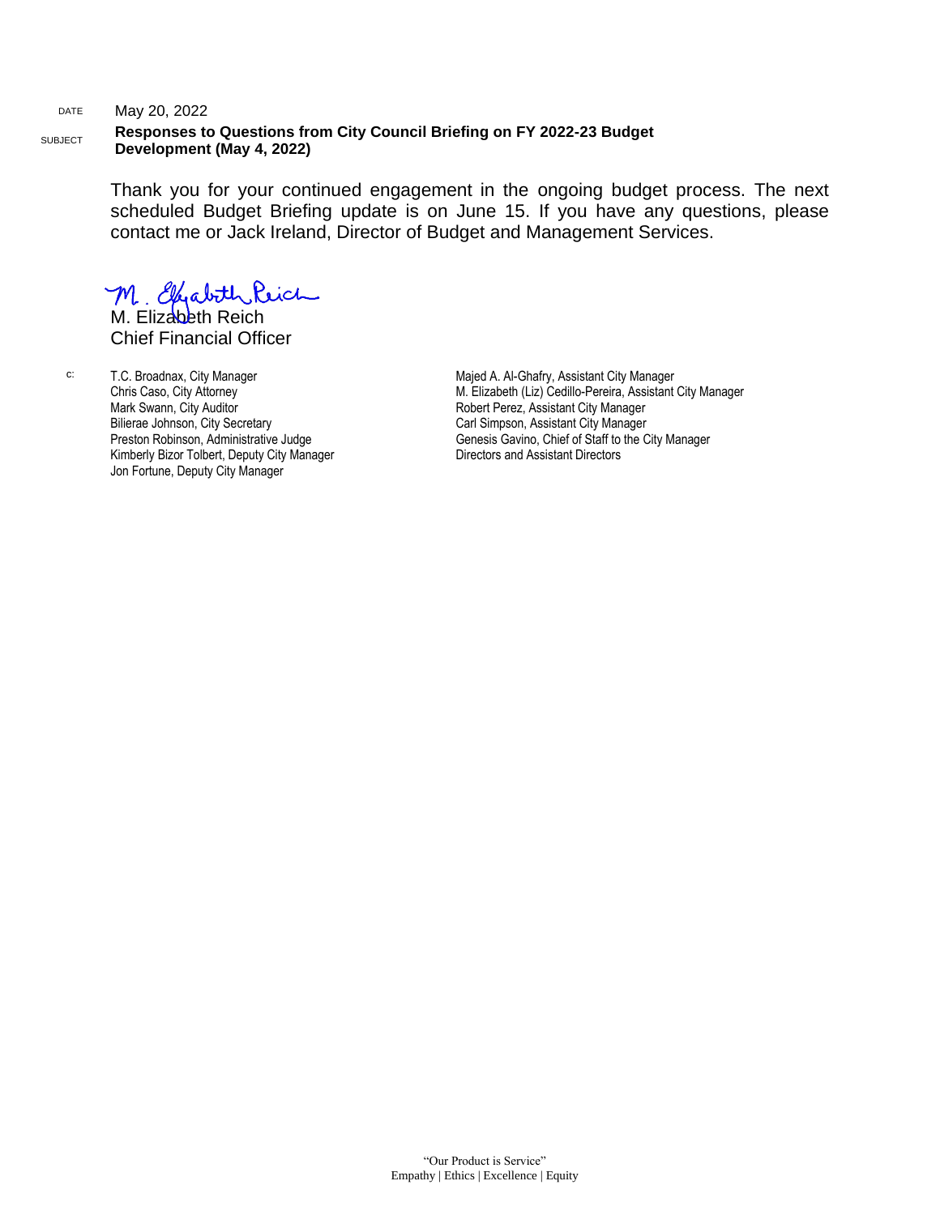DATE May 20, 2022

SUBJECT **Responses to Questions from City Council Briefing on FY 2022-23 Budget Development (May 4, 2022)**

Thank you for your continued engagement in the ongoing budget process. The next scheduled Budget Briefing update is on June 15. If you have any questions, please contact me or Jack Ireland, Director of Budget and Management Services.

M. Elizabeth Reich
Chief Financial Officer

c:
T.C. Broadnax, City Manager
Chris Caso, City Attorney
Mark Swann, City Auditor
Bilierae Johnson, City Secretary
Preston Robinson, Administrative Judge
Kimberly Bizor Tolbert, Deputy City Manager
Jon Fortune, Deputy City Manager
Majed A. Al-Ghafry, Assistant City Manager
M. Elizabeth (Liz) Cedillo-Pereira, Assistant City Manager
Robert Perez, Assistant City Manager
Carl Simpson, Assistant City Manager
Genesis Gavino, Chief of Staff to the City Manager
Directors and Assistant Directors

"Our Product is Service"
Empathy | Ethics | Excellence | Equity